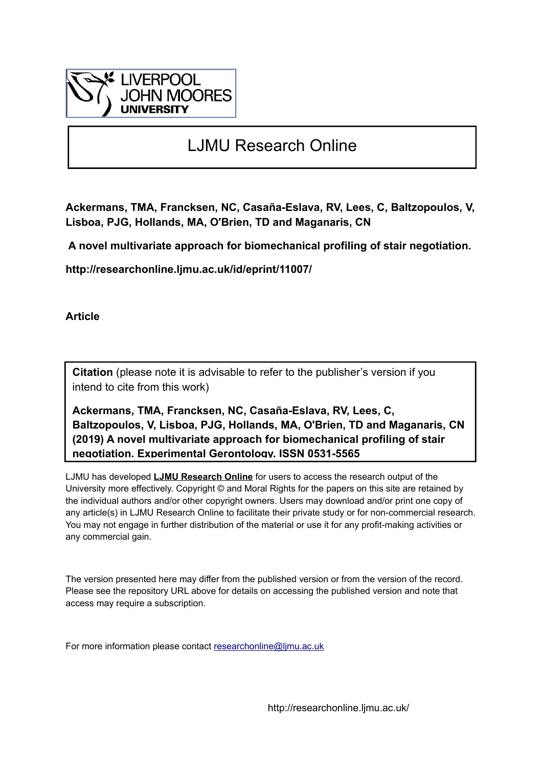# LJMU Research Online

**Ackermans, TMA, Francksen, NC, Casaña-Eslava, RV, Lees, C, Baltzopoulos, V, Lisboa, PJG, Hollands, MA, O'Brien, TD and Maganaris, CN**

**A novel multivariate approach for biomechanical profiling of stair negotiation.**

**http://researchonline.ljmu.ac.uk/id/eprint/11007/**

**Article**

**Citation** (please note it is advisable to refer to the publisher's version if you intend to cite from this work)

**Ackermans, TMA, Francksen, NC, Casaña-Eslava, RV, Lees, C, Baltzopoulos, V, Lisboa, PJG, Hollands, MA, O'Brien, TD and Maganaris, CN (2019) A novel multivariate approach for biomechanical profiling of stair negotiation. Experimental Gerontology. ISSN 0531-5565**

LJMU has developed **LJMU Research Online** for users to access the research output of the University more effectively. Copyright © and Moral Rights for the papers on this site are retained by the individual authors and/or other copyright owners. Users may download and/or print one copy of any article(s) in LJMU Research Online to facilitate their private study or for non-commercial research. You may not engage in further distribution of the material or use it for any profit-making activities or any commercial gain.

The version presented here may differ from the published version or from the version of the record. Please see the repository URL above for details on accessing the published version and note that access may require a subscription.

For more information please contact researchonline@ljmu.ac.uk

http://researchonline.ljmu.ac.uk/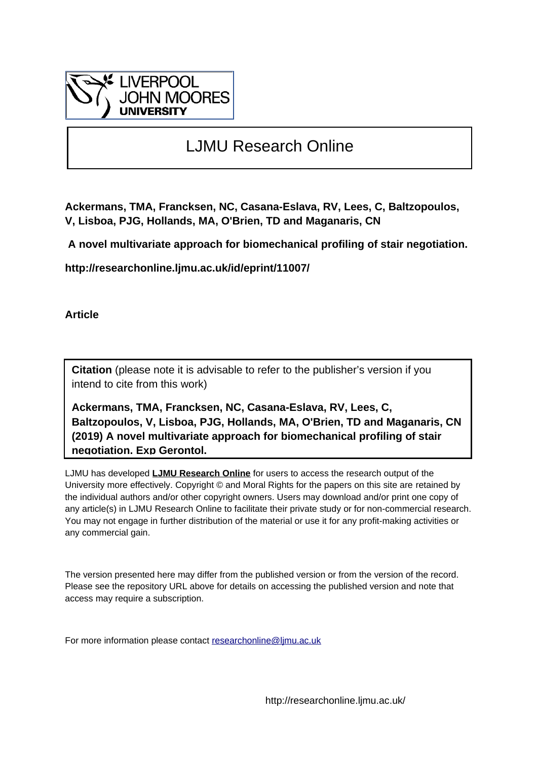LIVERPOOL JOHN MOORES UNIVERSITY

# LJMU Research Online

**Ackermans, TMA, Francksen, NC, Casana-Eslava, RV, Lees, C, Baltzopoulos, V, Lisboa, PJG, Hollands, MA, O'Brien, TD and Maganaris, CN**

**A novel multivariate approach for biomechanical profiling of stair negotiation.**

**http://researchonline.ljmu.ac.uk/id/eprint/11007/**

**Article**

**Citation** (please note it is advisable to refer to the publisher's version if you intend to cite from this work)

**Ackermans, TMA, Francksen, NC, Casana-Eslava, RV, Lees, C, Baltzopoulos, V, Lisboa, PJG, Hollands, MA, O'Brien, TD and Maganaris, CN (2019) A novel multivariate approach for biomechanical profiling of stair negotiation. Exp Gerontol.**

LJMU has developed **LJMU Research Online** for users to access the research output of the University more effectively. Copyright © and Moral Rights for the papers on this site are retained by the individual authors and/or other copyright owners. Users may download and/or print one copy of any article(s) in LJMU Research Online to facilitate their private study or for non-commercial research. You may not engage in further distribution of the material or use it for any profit-making activities or any commercial gain.

The version presented here may differ from the published version or from the version of the record. Please see the repository URL above for details on accessing the published version and note that access may require a subscription.

For more information please contact researchonline@ljmu.ac.uk

http://researchonline.ljmu.ac.uk/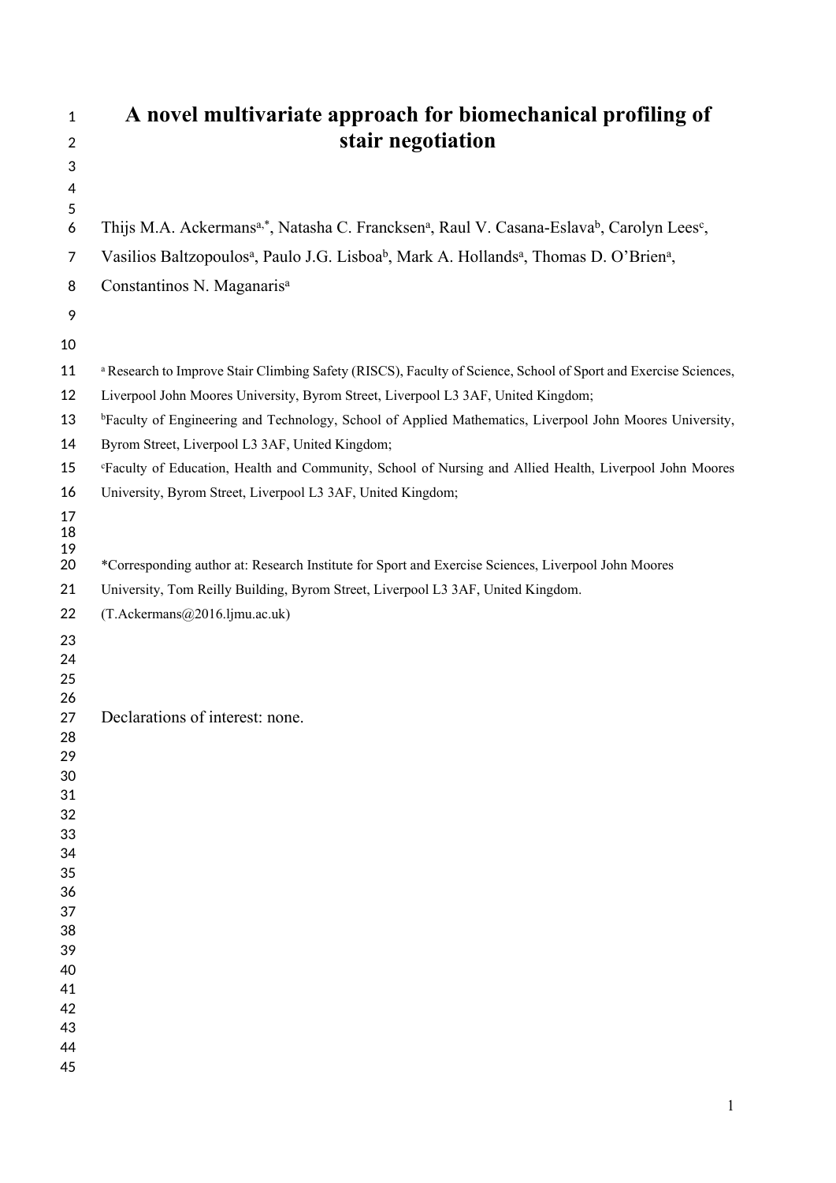# A novel multivariate approach for biomechanical profiling of stair negotiation

Thijs M.A. Ackermans[a,*], Natasha C. Francksen[a], Raul V. Casana-Eslava[b], Carolyn Lees[c], Vasilios Baltzopoulos[a], Paulo J.G. Lisboa[b], Mark A. Hollands[a], Thomas D. O'Brien[a], Constantinos N. Maganaris[a]

[a] Research to Improve Stair Climbing Safety (RISCS), Faculty of Science, School of Sport and Exercise Sciences, Liverpool John Moores University, Byrom Street, Liverpool L3 3AF, United Kingdom;

[b]Faculty of Engineering and Technology, School of Applied Mathematics, Liverpool John Moores University, Byrom Street, Liverpool L3 3AF, United Kingdom;

[c]Faculty of Education, Health and Community, School of Nursing and Allied Health, Liverpool John Moores University, Byrom Street, Liverpool L3 3AF, United Kingdom;

*Corresponding author at: Research Institute for Sport and Exercise Sciences, Liverpool John Moores University, Tom Reilly Building, Byrom Street, Liverpool L3 3AF, United Kingdom. (T.Ackermans@2016.ljmu.ac.uk)

Declarations of interest: none.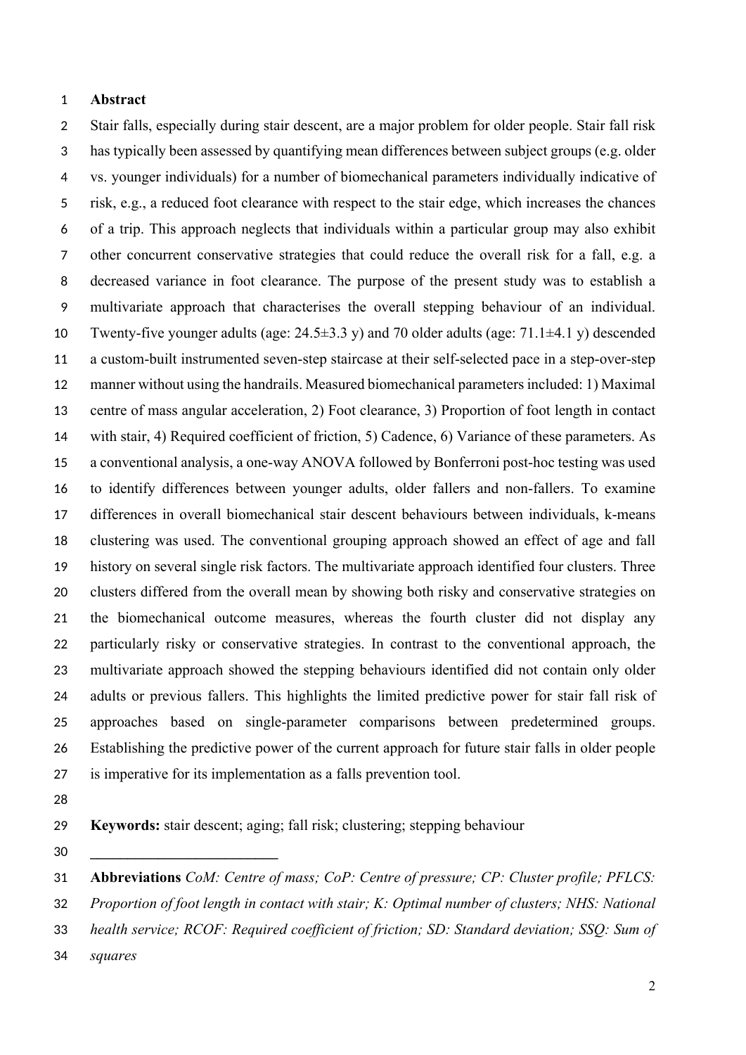## Abstract

Stair falls, especially during stair descent, are a major problem for older people. Stair fall risk has typically been assessed by quantifying mean differences between subject groups (e.g. older vs. younger individuals) for a number of biomechanical parameters individually indicative of risk, e.g., a reduced foot clearance with respect to the stair edge, which increases the chances of a trip. This approach neglects that individuals within a particular group may also exhibit other concurrent conservative strategies that could reduce the overall risk for a fall, e.g. a decreased variance in foot clearance. The purpose of the present study was to establish a multivariate approach that characterises the overall stepping behaviour of an individual. Twenty-five younger adults (age: 24.5±3.3 y) and 70 older adults (age: 71.1±4.1 y) descended a custom-built instrumented seven-step staircase at their self-selected pace in a step-over-step manner without using the handrails. Measured biomechanical parameters included: 1) Maximal centre of mass angular acceleration, 2) Foot clearance, 3) Proportion of foot length in contact with stair, 4) Required coefficient of friction, 5) Cadence, 6) Variance of these parameters. As a conventional analysis, a one-way ANOVA followed by Bonferroni post-hoc testing was used to identify differences between younger adults, older fallers and non-fallers. To examine differences in overall biomechanical stair descent behaviours between individuals, k-means clustering was used. The conventional grouping approach showed an effect of age and fall history on several single risk factors. The multivariate approach identified four clusters. Three clusters differed from the overall mean by showing both risky and conservative strategies on the biomechanical outcome measures, whereas the fourth cluster did not display any particularly risky or conservative strategies. In contrast to the conventional approach, the multivariate approach showed the stepping behaviours identified did not contain only older adults or previous fallers. This highlights the limited predictive power for stair fall risk of approaches based on single-parameter comparisons between predetermined groups. Establishing the predictive power of the current approach for future stair falls in older people is imperative for its implementation as a falls prevention tool.

**Keywords:** stair descent; aging; fall risk; clustering; stepping behaviour

---

**Abbreviations** *CoM: Centre of mass; CoP: Centre of pressure; CP: Cluster profile; PFLCS: Proportion of foot length in contact with stair; K: Optimal number of clusters; NHS: National health service; RCOF: Required coefficient of friction; SD: Standard deviation; SSQ: Sum of squares*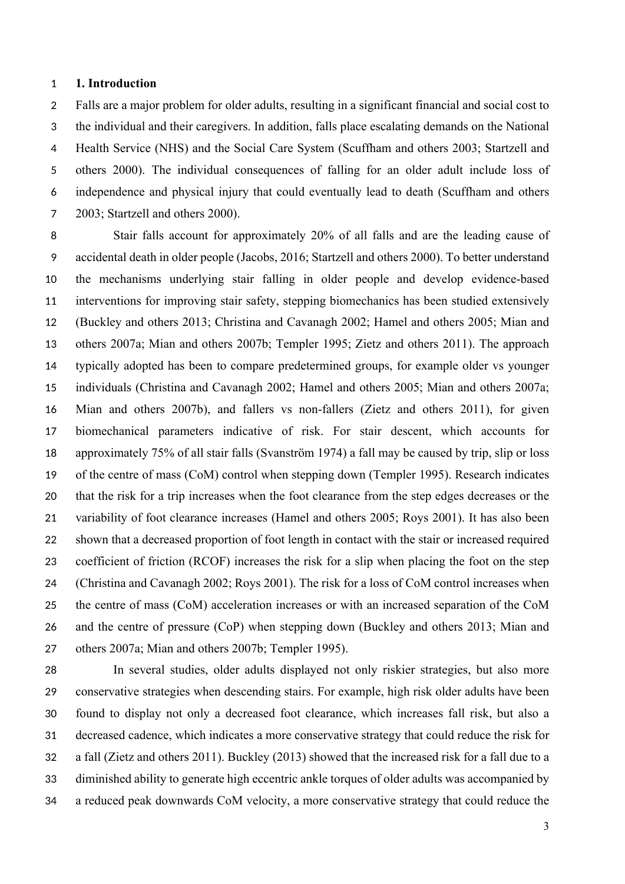## 1. Introduction

Falls are a major problem for older adults, resulting in a significant financial and social cost to the individual and their caregivers. In addition, falls place escalating demands on the National Health Service (NHS) and the Social Care System (Scuffham and others 2003; Startzell and others 2000). The individual consequences of falling for an older adult include loss of independence and physical injury that could eventually lead to death (Scuffham and others 2003; Startzell and others 2000).

Stair falls account for approximately 20% of all falls and are the leading cause of accidental death in older people (Jacobs, 2016; Startzell and others 2000). To better understand the mechanisms underlying stair falling in older people and develop evidence-based interventions for improving stair safety, stepping biomechanics has been studied extensively (Buckley and others 2013; Christina and Cavanagh 2002; Hamel and others 2005; Mian and others 2007a; Mian and others 2007b; Templer 1995; Zietz and others 2011). The approach typically adopted has been to compare predetermined groups, for example older vs younger individuals (Christina and Cavanagh 2002; Hamel and others 2005; Mian and others 2007a; Mian and others 2007b), and fallers vs non-fallers (Zietz and others 2011), for given biomechanical parameters indicative of risk. For stair descent, which accounts for approximately 75% of all stair falls (Svanström 1974) a fall may be caused by trip, slip or loss of the centre of mass (CoM) control when stepping down (Templer 1995). Research indicates that the risk for a trip increases when the foot clearance from the step edges decreases or the variability of foot clearance increases (Hamel and others 2005; Roys 2001). It has also been shown that a decreased proportion of foot length in contact with the stair or increased required coefficient of friction (RCOF) increases the risk for a slip when placing the foot on the step (Christina and Cavanagh 2002; Roys 2001). The risk for a loss of CoM control increases when the centre of mass (CoM) acceleration increases or with an increased separation of the CoM and the centre of pressure (CoP) when stepping down (Buckley and others 2013; Mian and others 2007a; Mian and others 2007b; Templer 1995).

In several studies, older adults displayed not only riskier strategies, but also more conservative strategies when descending stairs. For example, high risk older adults have been found to display not only a decreased foot clearance, which increases fall risk, but also a decreased cadence, which indicates a more conservative strategy that could reduce the risk for a fall (Zietz and others 2011). Buckley (2013) showed that the increased risk for a fall due to a diminished ability to generate high eccentric ankle torques of older adults was accompanied by a reduced peak downwards CoM velocity, a more conservative strategy that could reduce the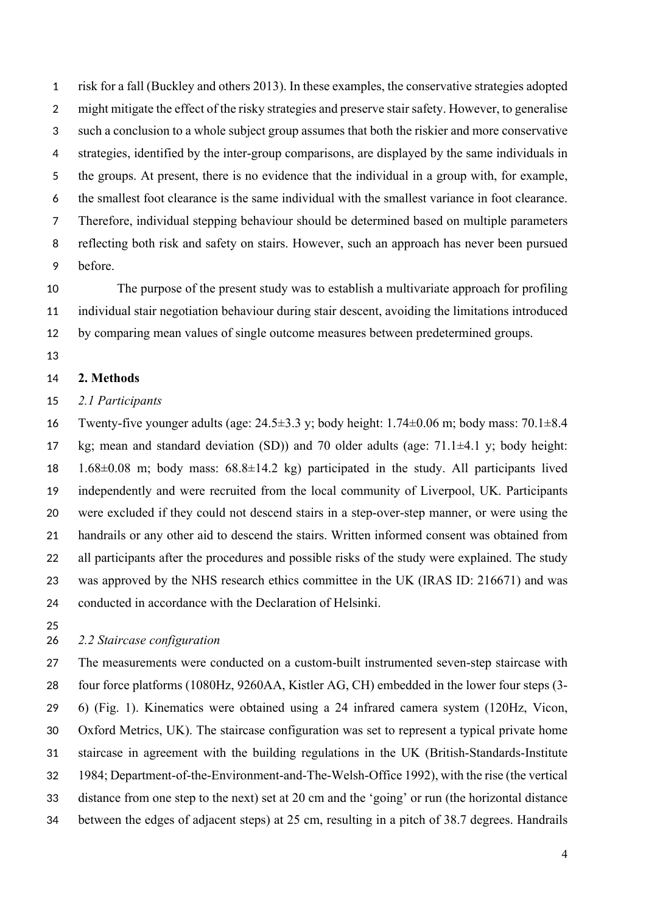risk for a fall (Buckley and others 2013). In these examples, the conservative strategies adopted might mitigate the effect of the risky strategies and preserve stair safety. However, to generalise such a conclusion to a whole subject group assumes that both the riskier and more conservative strategies, identified by the inter-group comparisons, are displayed by the same individuals in the groups. At present, there is no evidence that the individual in a group with, for example, the smallest foot clearance is the same individual with the smallest variance in foot clearance. Therefore, individual stepping behaviour should be determined based on multiple parameters reflecting both risk and safety on stairs. However, such an approach has never been pursued before.

The purpose of the present study was to establish a multivariate approach for profiling individual stair negotiation behaviour during stair descent, avoiding the limitations introduced by comparing mean values of single outcome measures between predetermined groups.

## 2. Methods

### *2.1 Participants*

Twenty-five younger adults (age: 24.5±3.3 y; body height: 1.74±0.06 m; body mass: 70.1±8.4 kg; mean and standard deviation (SD)) and 70 older adults (age: 71.1±4.1 y; body height: 1.68±0.08 m; body mass: 68.8±14.2 kg) participated in the study. All participants lived independently and were recruited from the local community of Liverpool, UK. Participants were excluded if they could not descend stairs in a step-over-step manner, or were using the handrails or any other aid to descend the stairs. Written informed consent was obtained from all participants after the procedures and possible risks of the study were explained. The study was approved by the NHS research ethics committee in the UK (IRAS ID: 216671) and was conducted in accordance with the Declaration of Helsinki.

### *2.2 Staircase configuration*

The measurements were conducted on a custom-built instrumented seven-step staircase with four force platforms (1080Hz, 9260AA, Kistler AG, CH) embedded in the lower four steps (3-6) (Fig. 1). Kinematics were obtained using a 24 infrared camera system (120Hz, Vicon, Oxford Metrics, UK). The staircase configuration was set to represent a typical private home staircase in agreement with the building regulations in the UK (British-Standards-Institute 1984; Department-of-the-Environment-and-The-Welsh-Office 1992), with the rise (the vertical distance from one step to the next) set at 20 cm and the 'going' or run (the horizontal distance between the edges of adjacent steps) at 25 cm, resulting in a pitch of 38.7 degrees. Handrails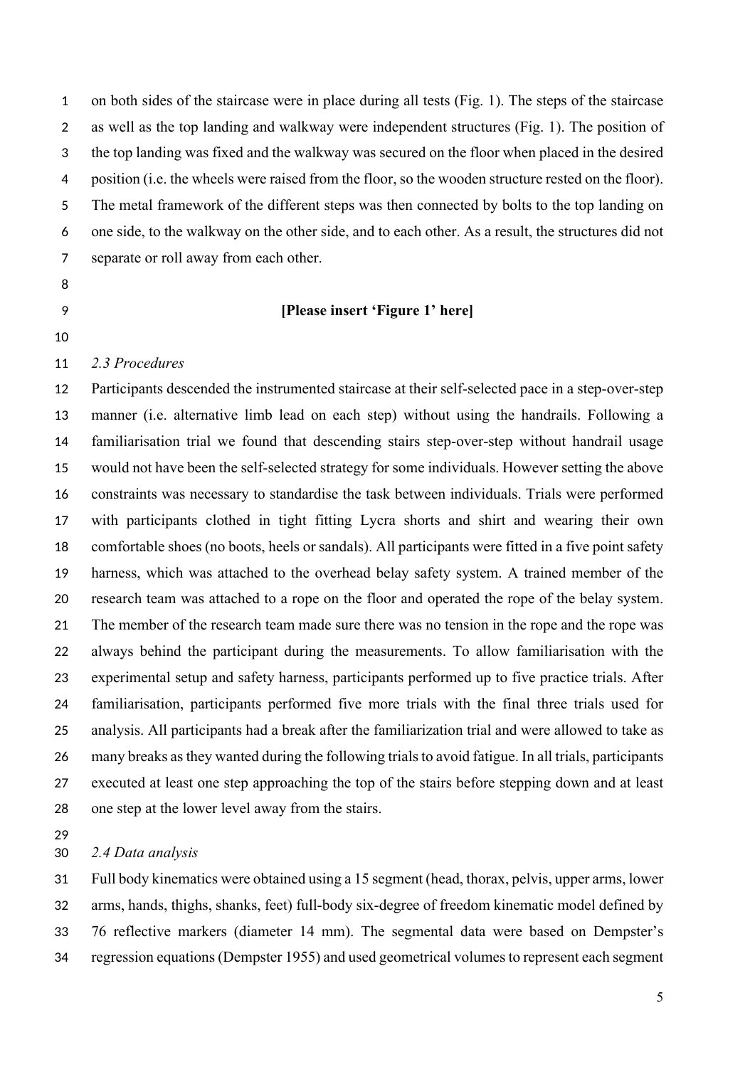on both sides of the staircase were in place during all tests (Fig. 1). The steps of the staircase as well as the top landing and walkway were independent structures (Fig. 1). The position of the top landing was fixed and the walkway was secured on the floor when placed in the desired position (i.e. the wheels were raised from the floor, so the wooden structure rested on the floor). The metal framework of the different steps was then connected by bolts to the top landing on one side, to the walkway on the other side, and to each other. As a result, the structures did not separate or roll away from each other.

**[Please insert 'Figure 1' here]**

*2.3 Procedures*

Participants descended the instrumented staircase at their self-selected pace in a step-over-step manner (i.e. alternative limb lead on each step) without using the handrails. Following a familiarisation trial we found that descending stairs step-over-step without handrail usage would not have been the self-selected strategy for some individuals. However setting the above constraints was necessary to standardise the task between individuals. Trials were performed with participants clothed in tight fitting Lycra shorts and shirt and wearing their own comfortable shoes (no boots, heels or sandals). All participants were fitted in a five point safety harness, which was attached to the overhead belay safety system. A trained member of the research team was attached to a rope on the floor and operated the rope of the belay system. The member of the research team made sure there was no tension in the rope and the rope was always behind the participant during the measurements. To allow familiarisation with the experimental setup and safety harness, participants performed up to five practice trials. After familiarisation, participants performed five more trials with the final three trials used for analysis. All participants had a break after the familiarization trial and were allowed to take as many breaks as they wanted during the following trials to avoid fatigue. In all trials, participants executed at least one step approaching the top of the stairs before stepping down and at least one step at the lower level away from the stairs.

*2.4 Data analysis*

Full body kinematics were obtained using a 15 segment (head, thorax, pelvis, upper arms, lower arms, hands, thighs, shanks, feet) full-body six-degree of freedom kinematic model defined by 76 reflective markers (diameter 14 mm). The segmental data were based on Dempster's regression equations (Dempster 1955) and used geometrical volumes to represent each segment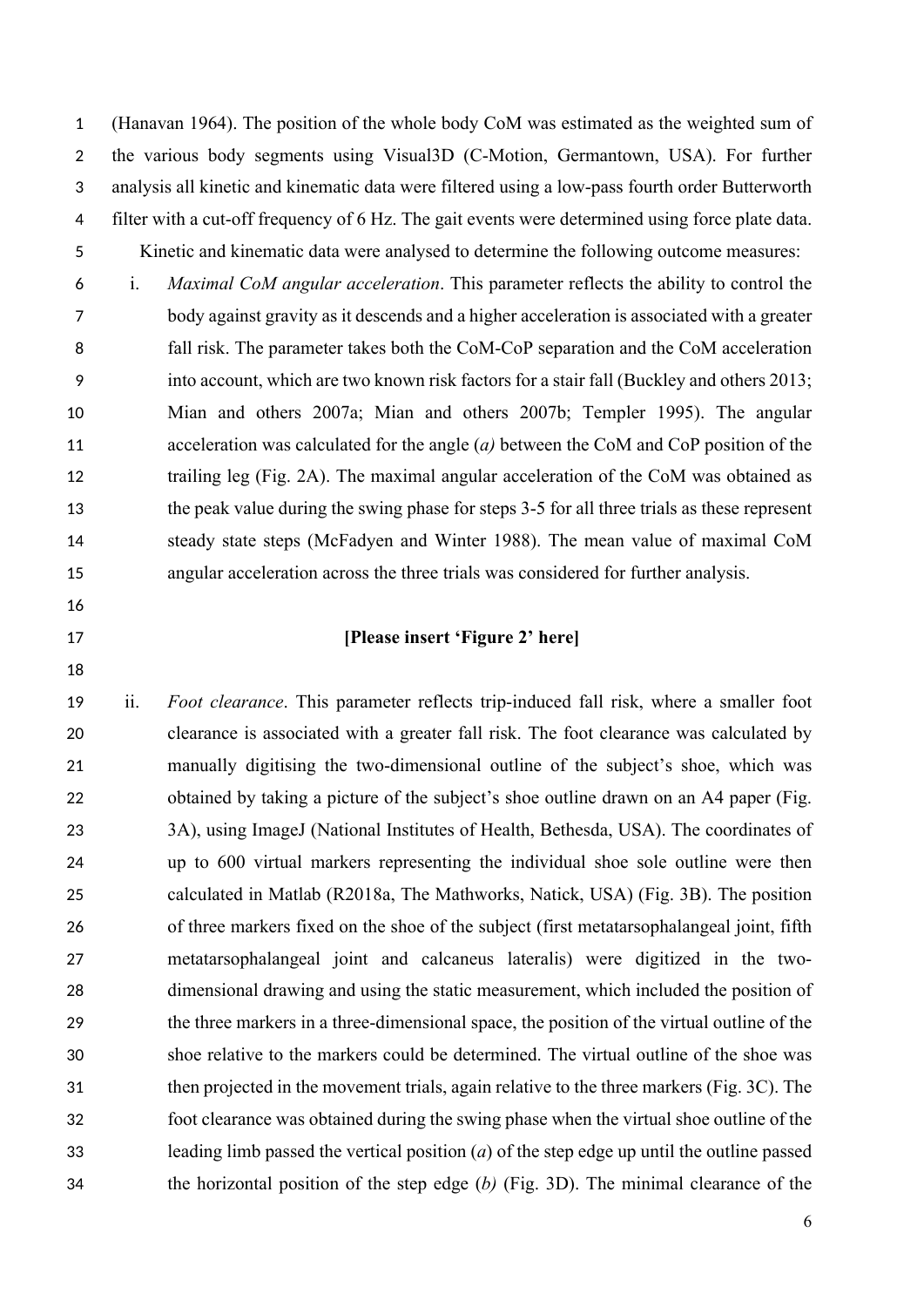(Hanavan 1964). The position of the whole body CoM was estimated as the weighted sum of the various body segments using Visual3D (C-Motion, Germantown, USA). For further analysis all kinetic and kinematic data were filtered using a low-pass fourth order Butterworth filter with a cut-off frequency of 6 Hz. The gait events were determined using force plate data.

Kinetic and kinematic data were analysed to determine the following outcome measures:

i. *Maximal CoM angular acceleration*. This parameter reflects the ability to control the body against gravity as it descends and a higher acceleration is associated with a greater fall risk. The parameter takes both the CoM-CoP separation and the CoM acceleration into account, which are two known risk factors for a stair fall (Buckley and others 2013; Mian and others 2007a; Mian and others 2007b; Templer 1995). The angular acceleration was calculated for the angle (*a)* between the CoM and CoP position of the trailing leg (Fig. 2A). The maximal angular acceleration of the CoM was obtained as the peak value during the swing phase for steps 3-5 for all three trials as these represent steady state steps (McFadyen and Winter 1988). The mean value of maximal CoM angular acceleration across the three trials was considered for further analysis.

**[Please insert 'Figure 2' here]**

ii. *Foot clearance*. This parameter reflects trip-induced fall risk, where a smaller foot clearance is associated with a greater fall risk. The foot clearance was calculated by manually digitising the two-dimensional outline of the subject's shoe, which was obtained by taking a picture of the subject's shoe outline drawn on an A4 paper (Fig. 3A), using ImageJ (National Institutes of Health, Bethesda, USA). The coordinates of up to 600 virtual markers representing the individual shoe sole outline were then calculated in Matlab (R2018a, The Mathworks, Natick, USA) (Fig. 3B). The position of three markers fixed on the shoe of the subject (first metatarsophalangeal joint, fifth metatarsophalangeal joint and calcaneus lateralis) were digitized in the two-dimensional drawing and using the static measurement, which included the position of the three markers in a three-dimensional space, the position of the virtual outline of the shoe relative to the markers could be determined. The virtual outline of the shoe was then projected in the movement trials, again relative to the three markers (Fig. 3C). The foot clearance was obtained during the swing phase when the virtual shoe outline of the leading limb passed the vertical position (*a*) of the step edge up until the outline passed the horizontal position of the step edge (*b)* (Fig. 3D). The minimal clearance of the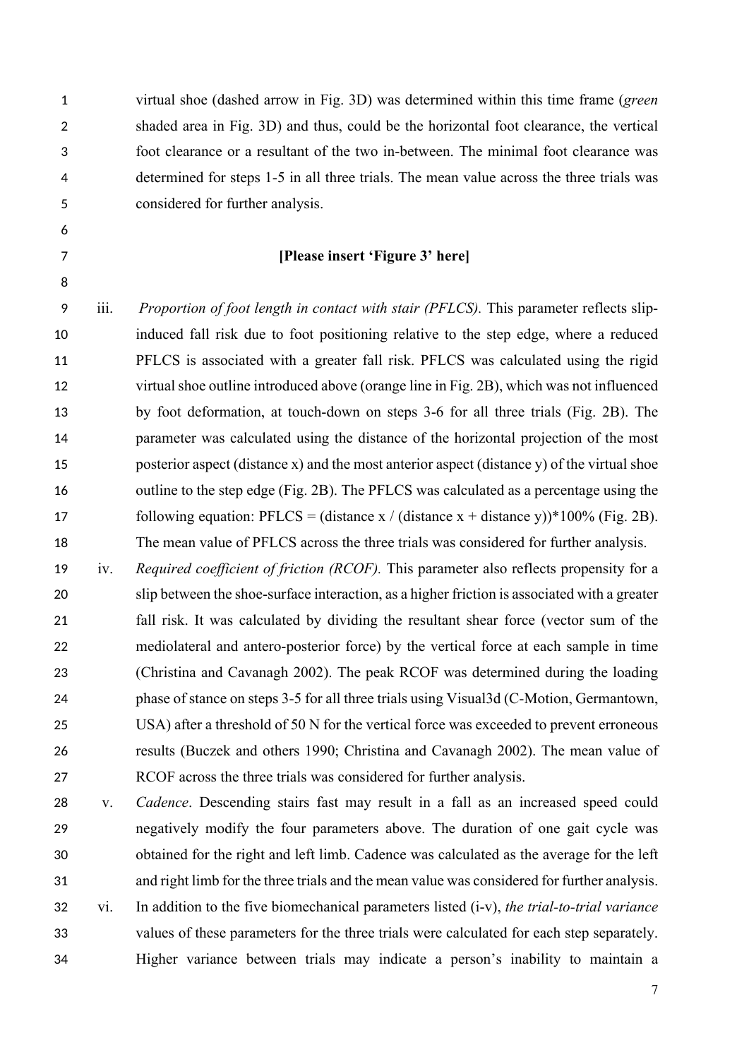virtual shoe (dashed arrow in Fig. 3D) was determined within this time frame (*green* shaded area in Fig. 3D) and thus, could be the horizontal foot clearance, the vertical foot clearance or a resultant of the two in-between. The minimal foot clearance was determined for steps 1-5 in all three trials. The mean value across the three trials was considered for further analysis.

**[Please insert 'Figure 3' here]**

iii. *Proportion of foot length in contact with stair (PFLCS).* This parameter reflects slip-induced fall risk due to foot positioning relative to the step edge, where a reduced PFLCS is associated with a greater fall risk. PFLCS was calculated using the rigid virtual shoe outline introduced above (orange line in Fig. 2B), which was not influenced by foot deformation, at touch-down on steps 3-6 for all three trials (Fig. 2B). The parameter was calculated using the distance of the horizontal projection of the most posterior aspect (distance x) and the most anterior aspect (distance y) of the virtual shoe outline to the step edge (Fig. 2B). The PFLCS was calculated as a percentage using the following equation: $\text{PFLCS} = (\text{distance } x / (\text{distance } x + \text{distance } y)) * 100\%$ (Fig. 2B). The mean value of PFLCS across the three trials was considered for further analysis.

iv. *Required coefficient of friction (RCOF).* This parameter also reflects propensity for a slip between the shoe-surface interaction, as a higher friction is associated with a greater fall risk. It was calculated by dividing the resultant shear force (vector sum of the mediolateral and antero-posterior force) by the vertical force at each sample in time (Christina and Cavanagh 2002). The peak RCOF was determined during the loading phase of stance on steps 3-5 for all three trials using Visual3d (C-Motion, Germantown, USA) after a threshold of 50 N for the vertical force was exceeded to prevent erroneous results (Buczek and others 1990; Christina and Cavanagh 2002). The mean value of RCOF across the three trials was considered for further analysis.

v. *Cadence*. Descending stairs fast may result in a fall as an increased speed could negatively modify the four parameters above. The duration of one gait cycle was obtained for the right and left limb. Cadence was calculated as the average for the left and right limb for the three trials and the mean value was considered for further analysis.

vi. In addition to the five biomechanical parameters listed (i-v), *the trial-to-trial variance* values of these parameters for the three trials were calculated for each step separately. Higher variance between trials may indicate a person's inability to maintain a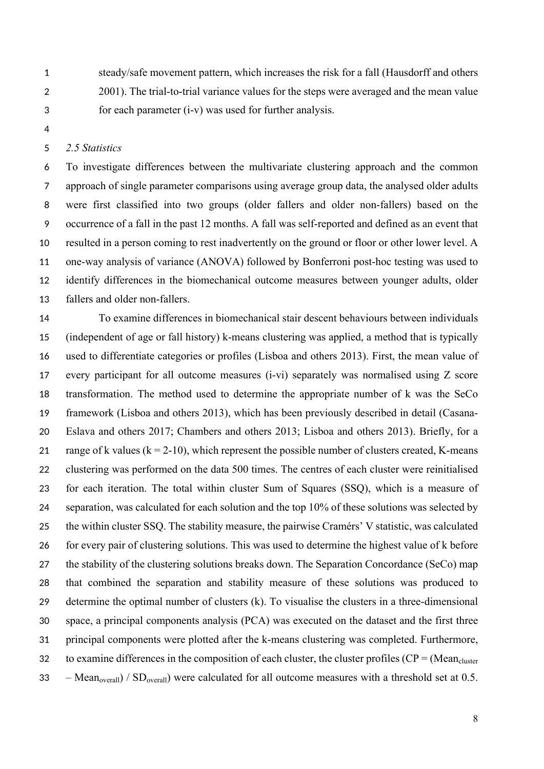steady/safe movement pattern, which increases the risk for a fall (Hausdorff and others 2001). The trial-to-trial variance values for the steps were averaged and the mean value for each parameter (i-v) was used for further analysis.

### *2.5 Statistics*

To investigate differences between the multivariate clustering approach and the common approach of single parameter comparisons using average group data, the analysed older adults were first classified into two groups (older fallers and older non-fallers) based on the occurrence of a fall in the past 12 months. A fall was self-reported and defined as an event that resulted in a person coming to rest inadvertently on the ground or floor or other lower level. A one-way analysis of variance (ANOVA) followed by Bonferroni post-hoc testing was used to identify differences in the biomechanical outcome measures between younger adults, older fallers and older non-fallers.

To examine differences in biomechanical stair descent behaviours between individuals (independent of age or fall history) k-means clustering was applied, a method that is typically used to differentiate categories or profiles (Lisboa and others 2013). First, the mean value of every participant for all outcome measures (i-vi) separately was normalised using Z score transformation. The method used to determine the appropriate number of k was the SeCo framework (Lisboa and others 2013), which has been previously described in detail (Casana-Eslava and others 2017; Chambers and others 2013; Lisboa and others 2013). Briefly, for a range of k values (k = 2-10), which represent the possible number of clusters created, K-means clustering was performed on the data 500 times. The centres of each cluster were reinitialised for each iteration. The total within cluster Sum of Squares (SSQ), which is a measure of separation, was calculated for each solution and the top 10% of these solutions was selected by the within cluster SSQ. The stability measure, the pairwise Cramérs' V statistic, was calculated for every pair of clustering solutions. This was used to determine the highest value of k before the stability of the clustering solutions breaks down. The Separation Concordance (SeCo) map that combined the separation and stability measure of these solutions was produced to determine the optimal number of clusters (k). To visualise the clusters in a three-dimensional space, a principal components analysis (PCA) was executed on the dataset and the first three principal components were plotted after the k-means clustering was completed. Furthermore, to examine differences in the composition of each cluster, the cluster profiles ($CP = (Mean_{cluster} - Mean_{overall}) / SD_{overall}$) were calculated for all outcome measures with a threshold set at 0.5.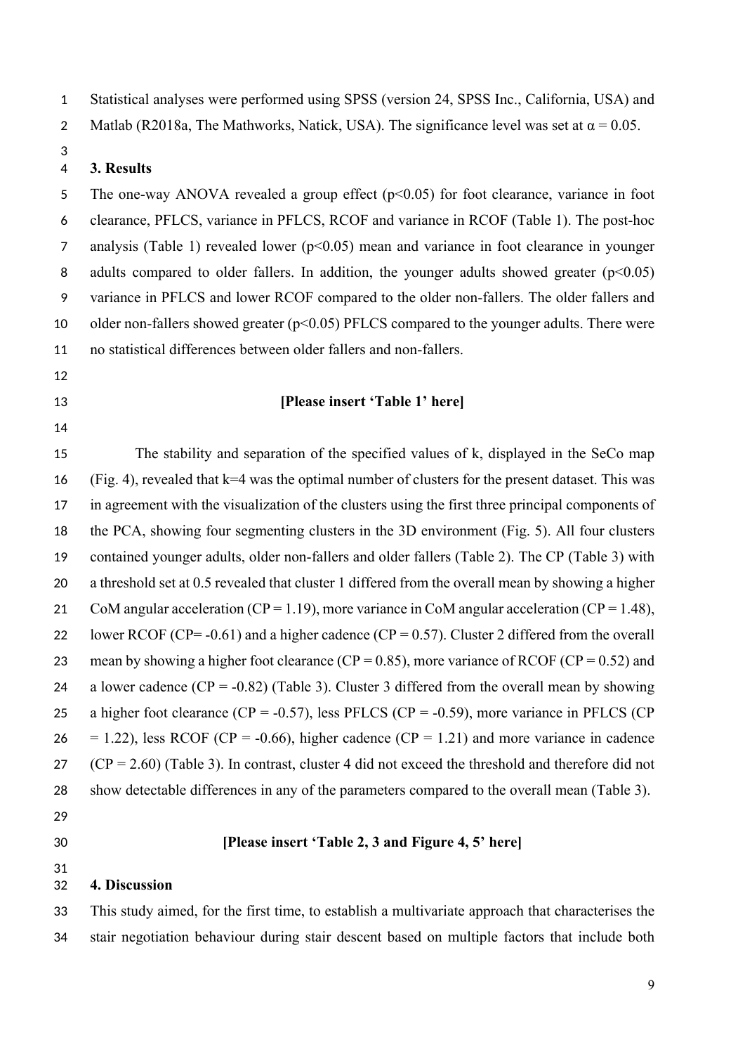Statistical analyses were performed using SPSS (version 24, SPSS Inc., California, USA) and Matlab (R2018a, The Mathworks, Natick, USA). The significance level was set at $\alpha = 0.05$.

## 3. Results

The one-way ANOVA revealed a group effect ($p<0.05$) for foot clearance, variance in foot clearance, PFLCS, variance in PFLCS, RCOF and variance in RCOF (Table 1). The post-hoc analysis (Table 1) revealed lower ($p<0.05$) mean and variance in foot clearance in younger adults compared to older fallers. In addition, the younger adults showed greater ($p<0.05$) variance in PFLCS and lower RCOF compared to the older non-fallers. The older fallers and older non-fallers showed greater ($p<0.05$) PFLCS compared to the younger adults. There were no statistical differences between older fallers and non-fallers.

**[Please insert 'Table 1' here]**

The stability and separation of the specified values of k, displayed in the SeCo map (Fig. 4), revealed that k=4 was the optimal number of clusters for the present dataset. This was in agreement with the visualization of the clusters using the first three principal components of the PCA, showing four segmenting clusters in the 3D environment (Fig. 5). All four clusters contained younger adults, older non-fallers and older fallers (Table 2). The CP (Table 3) with a threshold set at 0.5 revealed that cluster 1 differed from the overall mean by showing a higher CoM angular acceleration (CP = 1.19), more variance in CoM angular acceleration (CP = 1.48), lower RCOF (CP= -0.61) and a higher cadence (CP = 0.57). Cluster 2 differed from the overall mean by showing a higher foot clearance (CP = 0.85), more variance of RCOF (CP = 0.52) and a lower cadence (CP = -0.82) (Table 3). Cluster 3 differed from the overall mean by showing a higher foot clearance (CP = -0.57), less PFLCS (CP = -0.59), more variance in PFLCS (CP = 1.22), less RCOF (CP = -0.66), higher cadence (CP = 1.21) and more variance in cadence (CP = 2.60) (Table 3). In contrast, cluster 4 did not exceed the threshold and therefore did not show detectable differences in any of the parameters compared to the overall mean (Table 3).

**[Please insert 'Table 2, 3 and Figure 4, 5' here]**

## 4. Discussion

This study aimed, for the first time, to establish a multivariate approach that characterises the stair negotiation behaviour during stair descent based on multiple factors that include both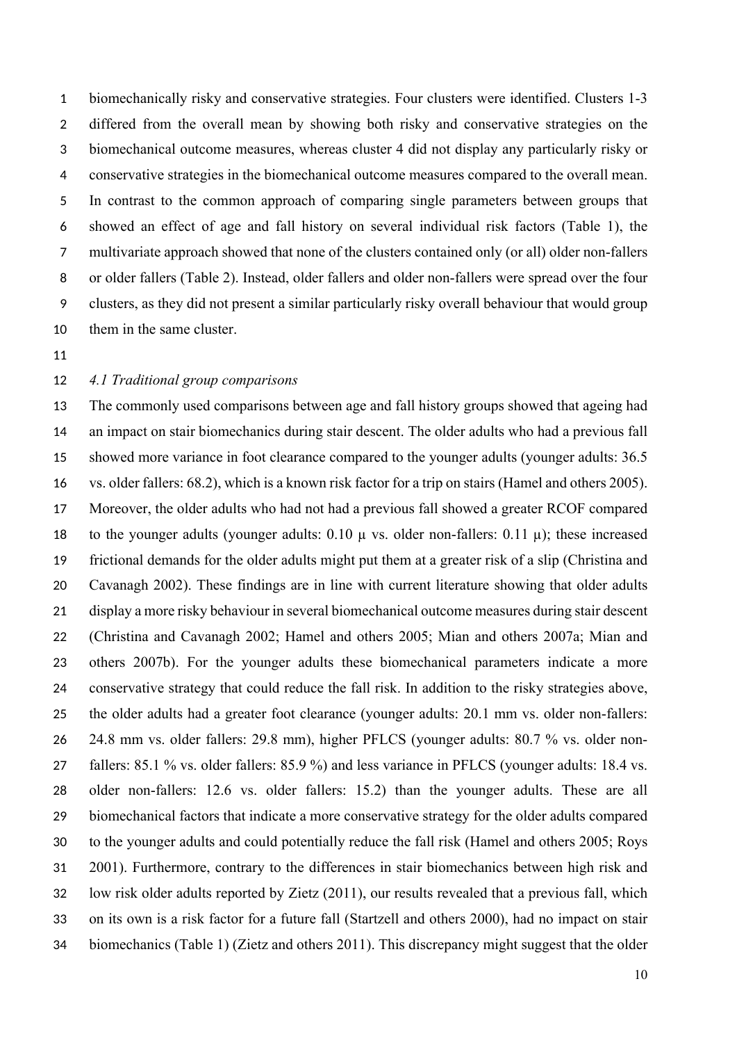biomechanically risky and conservative strategies. Four clusters were identified. Clusters 1-3 differed from the overall mean by showing both risky and conservative strategies on the biomechanical outcome measures, whereas cluster 4 did not display any particularly risky or conservative strategies in the biomechanical outcome measures compared to the overall mean. In contrast to the common approach of comparing single parameters between groups that showed an effect of age and fall history on several individual risk factors (Table 1), the multivariate approach showed that none of the clusters contained only (or all) older non-fallers or older fallers (Table 2). Instead, older fallers and older non-fallers were spread over the four clusters, as they did not present a similar particularly risky overall behaviour that would group them in the same cluster.

### *4.1 Traditional group comparisons*

The commonly used comparisons between age and fall history groups showed that ageing had an impact on stair biomechanics during stair descent. The older adults who had a previous fall showed more variance in foot clearance compared to the younger adults (younger adults: 36.5 vs. older fallers: 68.2), which is a known risk factor for a trip on stairs (Hamel and others 2005). Moreover, the older adults who had not had a previous fall showed a greater RCOF compared to the younger adults (younger adults: 0.10 $\mu$ vs. older non-fallers: 0.11 $\mu$); these increased frictional demands for the older adults might put them at a greater risk of a slip (Christina and Cavanagh 2002). These findings are in line with current literature showing that older adults display a more risky behaviour in several biomechanical outcome measures during stair descent (Christina and Cavanagh 2002; Hamel and others 2005; Mian and others 2007a; Mian and others 2007b). For the younger adults these biomechanical parameters indicate a more conservative strategy that could reduce the fall risk. In addition to the risky strategies above, the older adults had a greater foot clearance (younger adults: 20.1 mm vs. older non-fallers: 24.8 mm vs. older fallers: 29.8 mm), higher PFLCS (younger adults: 80.7 % vs. older non-fallers: 85.1 % vs. older fallers: 85.9 %) and less variance in PFLCS (younger adults: 18.4 vs. older non-fallers: 12.6 vs. older fallers: 15.2) than the younger adults. These are all biomechanical factors that indicate a more conservative strategy for the older adults compared to the younger adults and could potentially reduce the fall risk (Hamel and others 2005; Roys 2001). Furthermore, contrary to the differences in stair biomechanics between high risk and low risk older adults reported by Zietz (2011), our results revealed that a previous fall, which on its own is a risk factor for a future fall (Startzell and others 2000), had no impact on stair biomechanics (Table 1) (Zietz and others 2011). This discrepancy might suggest that the older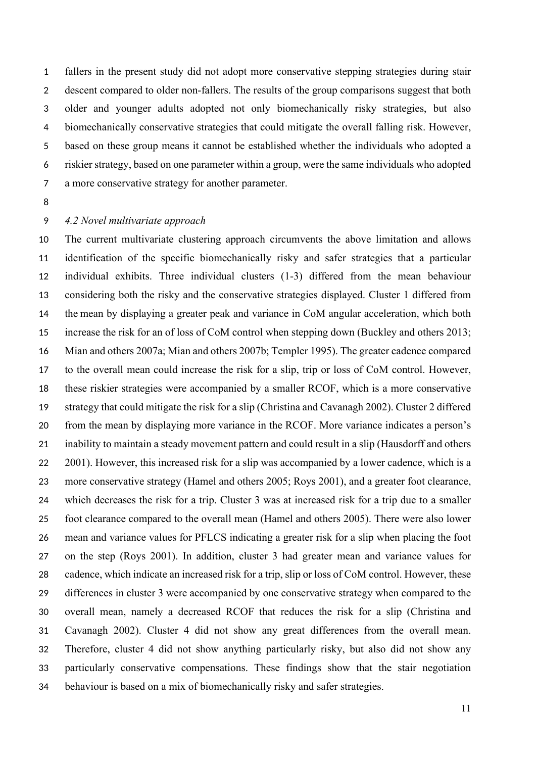fallers in the present study did not adopt more conservative stepping strategies during stair descent compared to older non-fallers. The results of the group comparisons suggest that both older and younger adults adopted not only biomechanically risky strategies, but also biomechanically conservative strategies that could mitigate the overall falling risk. However, based on these group means it cannot be established whether the individuals who adopted a riskier strategy, based on one parameter within a group, were the same individuals who adopted a more conservative strategy for another parameter.

### *4.2 Novel multivariate approach*

The current multivariate clustering approach circumvents the above limitation and allows identification of the specific biomechanically risky and safer strategies that a particular individual exhibits. Three individual clusters (1-3) differed from the mean behaviour considering both the risky and the conservative strategies displayed. Cluster 1 differed from the mean by displaying a greater peak and variance in CoM angular acceleration, which both increase the risk for an of loss of CoM control when stepping down (Buckley and others 2013; Mian and others 2007a; Mian and others 2007b; Templer 1995). The greater cadence compared to the overall mean could increase the risk for a slip, trip or loss of CoM control. However, these riskier strategies were accompanied by a smaller RCOF, which is a more conservative strategy that could mitigate the risk for a slip (Christina and Cavanagh 2002). Cluster 2 differed from the mean by displaying more variance in the RCOF. More variance indicates a person's inability to maintain a steady movement pattern and could result in a slip (Hausdorff and others 2001). However, this increased risk for a slip was accompanied by a lower cadence, which is a more conservative strategy (Hamel and others 2005; Roys 2001), and a greater foot clearance, which decreases the risk for a trip. Cluster 3 was at increased risk for a trip due to a smaller foot clearance compared to the overall mean (Hamel and others 2005). There were also lower mean and variance values for PFLCS indicating a greater risk for a slip when placing the foot on the step (Roys 2001). In addition, cluster 3 had greater mean and variance values for cadence, which indicate an increased risk for a trip, slip or loss of CoM control. However, these differences in cluster 3 were accompanied by one conservative strategy when compared to the overall mean, namely a decreased RCOF that reduces the risk for a slip (Christina and Cavanagh 2002). Cluster 4 did not show any great differences from the overall mean. Therefore, cluster 4 did not show anything particularly risky, but also did not show any particularly conservative compensations. These findings show that the stair negotiation behaviour is based on a mix of biomechanically risky and safer strategies.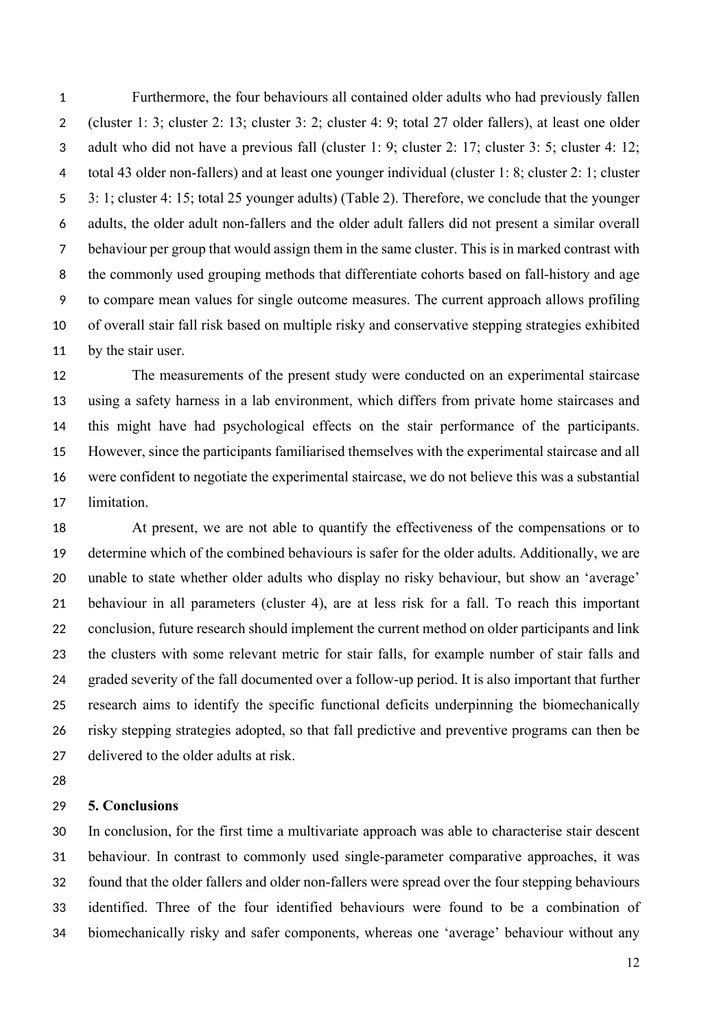Furthermore, the four behaviours all contained older adults who had previously fallen (cluster 1: 3; cluster 2: 13; cluster 3: 2; cluster 4: 9; total 27 older fallers), at least one older adult who did not have a previous fall (cluster 1: 9; cluster 2: 17; cluster 3: 5; cluster 4: 12; total 43 older non-fallers) and at least one younger individual (cluster 1: 8; cluster 2: 1; cluster 3: 1; cluster 4: 15; total 25 younger adults) (Table 2). Therefore, we conclude that the younger adults, the older adult non-fallers and the older adult fallers did not present a similar overall behaviour per group that would assign them in the same cluster. This is in marked contrast with the commonly used grouping methods that differentiate cohorts based on fall-history and age to compare mean values for single outcome measures. The current approach allows profiling of overall stair fall risk based on multiple risky and conservative stepping strategies exhibited by the stair user.

The measurements of the present study were conducted on an experimental staircase using a safety harness in a lab environment, which differs from private home staircases and this might have had psychological effects on the stair performance of the participants. However, since the participants familiarised themselves with the experimental staircase and all were confident to negotiate the experimental staircase, we do not believe this was a substantial limitation.

At present, we are not able to quantify the effectiveness of the compensations or to determine which of the combined behaviours is safer for the older adults. Additionally, we are unable to state whether older adults who display no risky behaviour, but show an 'average' behaviour in all parameters (cluster 4), are at less risk for a fall. To reach this important conclusion, future research should implement the current method on older participants and link the clusters with some relevant metric for stair falls, for example number of stair falls and graded severity of the fall documented over a follow-up period. It is also important that further research aims to identify the specific functional deficits underpinning the biomechanically risky stepping strategies adopted, so that fall predictive and preventive programs can then be delivered to the older adults at risk.

## 5. Conclusions

In conclusion, for the first time a multivariate approach was able to characterise stair descent behaviour. In contrast to commonly used single-parameter comparative approaches, it was found that the older fallers and older non-fallers were spread over the four stepping behaviours identified. Three of the four identified behaviours were found to be a combination of biomechanically risky and safer components, whereas one 'average' behaviour without any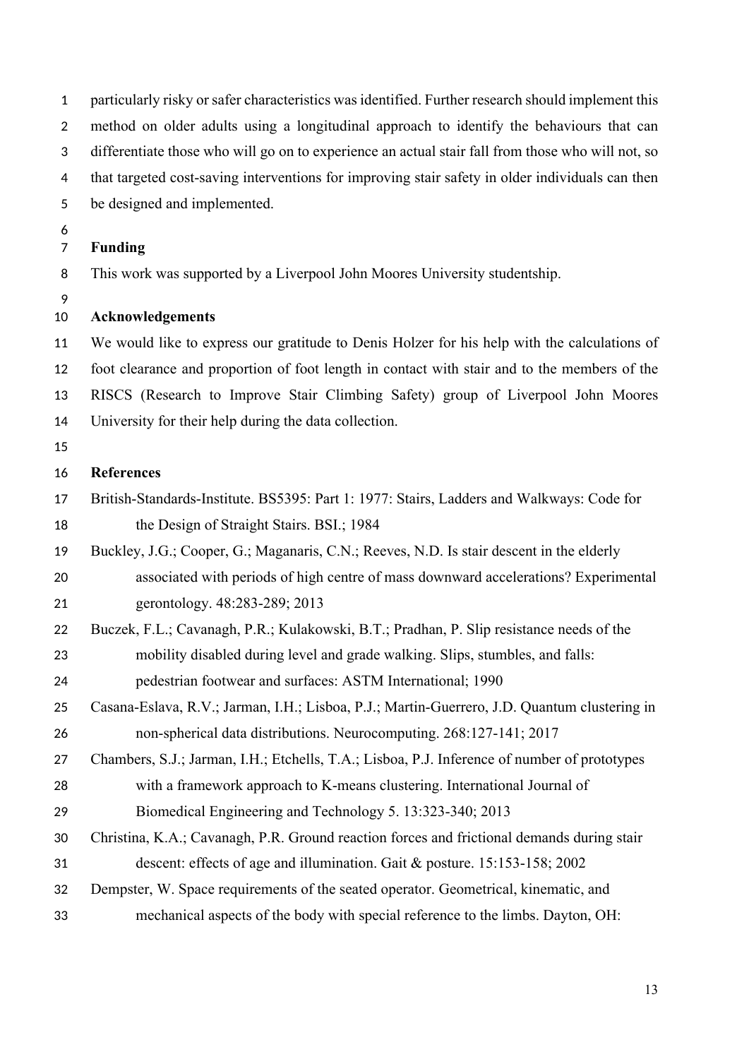particularly risky or safer characteristics was identified. Further research should implement this method on older adults using a longitudinal approach to identify the behaviours that can differentiate those who will go on to experience an actual stair fall from those who will not, so that targeted cost-saving interventions for improving stair safety in older individuals can then be designed and implemented.

## Funding

This work was supported by a Liverpool John Moores University studentship.

## Acknowledgements

We would like to express our gratitude to Denis Holzer for his help with the calculations of foot clearance and proportion of foot length in contact with stair and to the members of the RISCS (Research to Improve Stair Climbing Safety) group of Liverpool John Moores University for their help during the data collection.

## References

British-Standards-Institute. BS5395: Part 1: 1977: Stairs, Ladders and Walkways: Code for the Design of Straight Stairs. BSI.; 1984

Buckley, J.G.; Cooper, G.; Maganaris, C.N.; Reeves, N.D. Is stair descent in the elderly associated with periods of high centre of mass downward accelerations? Experimental gerontology. 48:283-289; 2013

Buczek, F.L.; Cavanagh, P.R.; Kulakowski, B.T.; Pradhan, P. Slip resistance needs of the mobility disabled during level and grade walking. Slips, stumbles, and falls: pedestrian footwear and surfaces: ASTM International; 1990

Casana-Eslava, R.V.; Jarman, I.H.; Lisboa, P.J.; Martin-Guerrero, J.D. Quantum clustering in non-spherical data distributions. Neurocomputing. 268:127-141; 2017

Chambers, S.J.; Jarman, I.H.; Etchells, T.A.; Lisboa, P.J. Inference of number of prototypes with a framework approach to K-means clustering. International Journal of Biomedical Engineering and Technology 5. 13:323-340; 2013

Christina, K.A.; Cavanagh, P.R. Ground reaction forces and frictional demands during stair descent: effects of age and illumination. Gait & posture. 15:153-158; 2002

Dempster, W. Space requirements of the seated operator. Geometrical, kinematic, and mechanical aspects of the body with special reference to the limbs. Dayton, OH: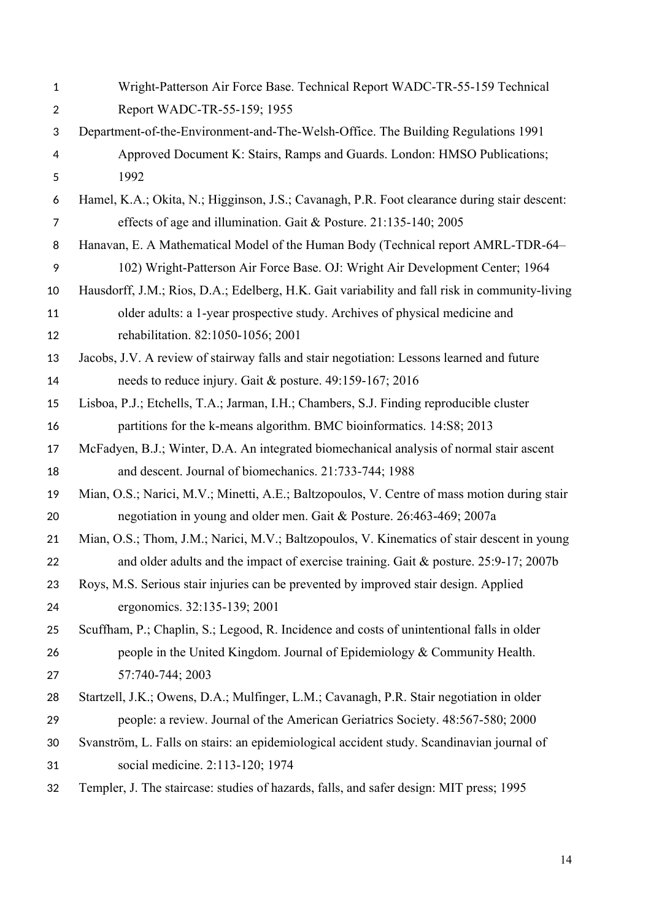Wright-Patterson Air Force Base. Technical Report WADC-TR-55-159 Technical Report WADC-TR-55-159; 1955

Department-of-the-Environment-and-The-Welsh-Office. The Building Regulations 1991 Approved Document K: Stairs, Ramps and Guards. London: HMSO Publications; 1992

Hamel, K.A.; Okita, N.; Higginson, J.S.; Cavanagh, P.R. Foot clearance during stair descent: effects of age and illumination. Gait & Posture. 21:135-140; 2005

Hanavan, E. A Mathematical Model of the Human Body (Technical report AMRL-TDR-64–102) Wright-Patterson Air Force Base. OJ: Wright Air Development Center; 1964

Hausdorff, J.M.; Rios, D.A.; Edelberg, H.K. Gait variability and fall risk in community-living older adults: a 1-year prospective study. Archives of physical medicine and rehabilitation. 82:1050-1056; 2001

Jacobs, J.V. A review of stairway falls and stair negotiation: Lessons learned and future needs to reduce injury. Gait & posture. 49:159-167; 2016

Lisboa, P.J.; Etchells, T.A.; Jarman, I.H.; Chambers, S.J. Finding reproducible cluster partitions for the k-means algorithm. BMC bioinformatics. 14:S8; 2013

McFadyen, B.J.; Winter, D.A. An integrated biomechanical analysis of normal stair ascent and descent. Journal of biomechanics. 21:733-744; 1988

Mian, O.S.; Narici, M.V.; Minetti, A.E.; Baltzopoulos, V. Centre of mass motion during stair negotiation in young and older men. Gait & Posture. 26:463-469; 2007a

Mian, O.S.; Thom, J.M.; Narici, M.V.; Baltzopoulos, V. Kinematics of stair descent in young and older adults and the impact of exercise training. Gait & posture. 25:9-17; 2007b

Roys, M.S. Serious stair injuries can be prevented by improved stair design. Applied ergonomics. 32:135-139; 2001

Scuffham, P.; Chaplin, S.; Legood, R. Incidence and costs of unintentional falls in older people in the United Kingdom. Journal of Epidemiology & Community Health. 57:740-744; 2003

Startzell, J.K.; Owens, D.A.; Mulfinger, L.M.; Cavanagh, P.R. Stair negotiation in older people: a review. Journal of the American Geriatrics Society. 48:567-580; 2000

Svanström, L. Falls on stairs: an epidemiological accident study. Scandinavian journal of social medicine. 2:113-120; 1974

Templer, J. The staircase: studies of hazards, falls, and safer design: MIT press; 1995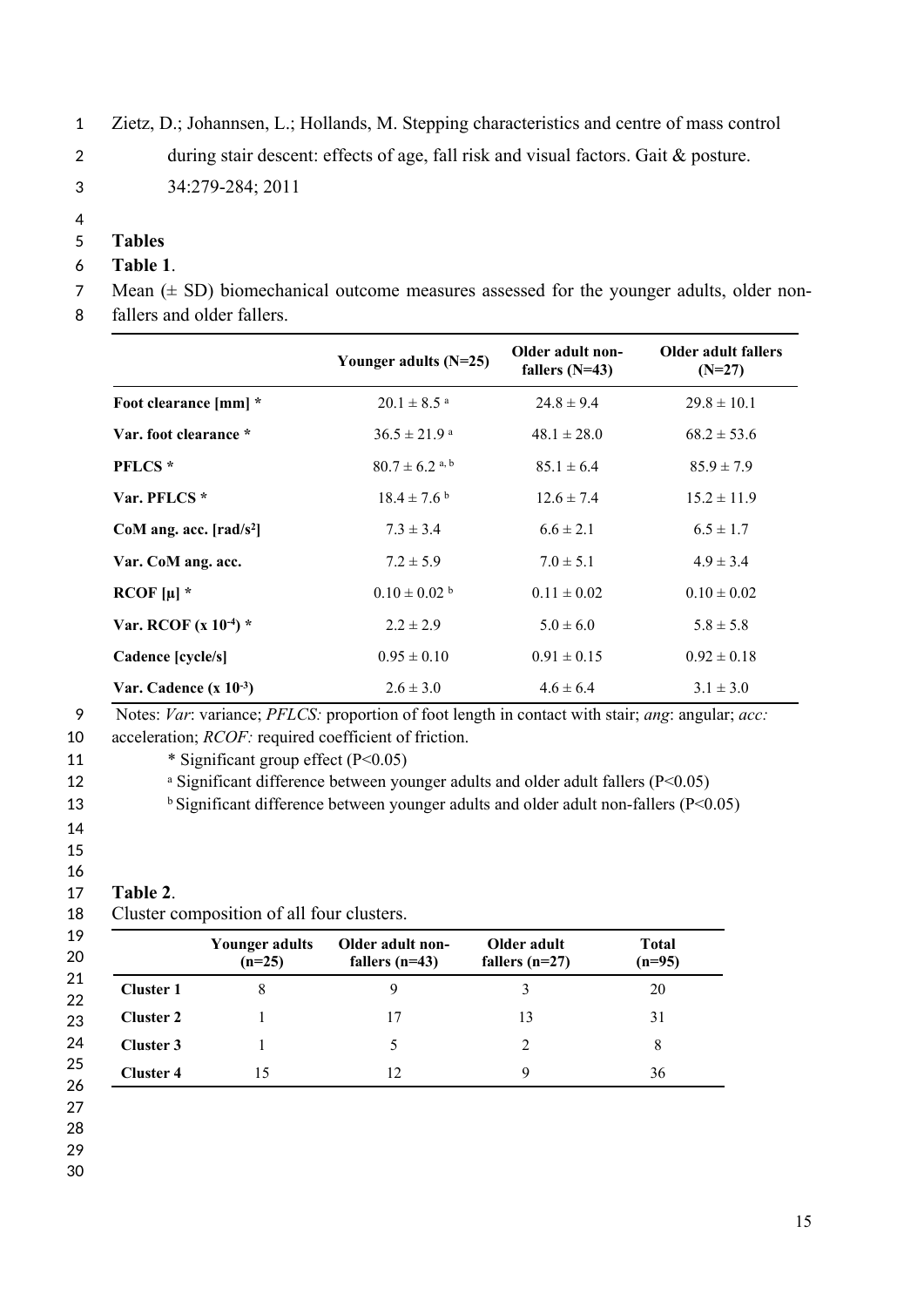Zietz, D.; Johannsen, L.; Hollands, M. Stepping characteristics and centre of mass control during stair descent: effects of age, fall risk and visual factors. Gait & posture. 34:279-284; 2011

## Tables

**Table 1**.

Mean (± SD) biomechanical outcome measures assessed for the younger adults, older non-fallers and older fallers.

| | Younger adults (N=25) | Older adult non-fallers (N=43) | Older adult fallers (N=27) |
|---|---|---|---|
| **Foot clearance [mm] *** | 20.1 ± 8.5 [a] | 24.8 ± 9.4 | 29.8 ± 10.1 |
| **Var. foot clearance *** | 36.5 ± 21.9 [a] | 48.1 ± 28.0 | 68.2 ± 53.6 |
| **PFLCS *** | 80.7 ± 6.2 [a, b] | 85.1 ± 6.4 | 85.9 ± 7.9 |
| **Var. PFLCS *** | 18.4 ± 7.6 [b] | 12.6 ± 7.4 | 15.2 ± 11.9 |
| **CoM ang. acc. [rad/s$^2$]** | 7.3 ± 3.4 | 6.6 ± 2.1 | 6.5 ± 1.7 |
| **Var. CoM ang. acc.** | 7.2 ± 5.9 | 7.0 ± 5.1 | 4.9 ± 3.4 |
| **RCOF [μ] *** | 0.10 ± 0.02 [b] | 0.11 ± 0.02 | 0.10 ± 0.02 |
| **Var. RCOF (x $10^{-4}$) *** | 2.2 ± 2.9 | 5.0 ± 6.0 | 5.8 ± 5.8 |
| **Cadence [cycle/s]** | 0.95 ± 0.10 | 0.91 ± 0.15 | 0.92 ± 0.18 |
| **Var. Cadence (x $10^{-3}$)** | 2.6 ± 3.0 | 4.6 ± 6.4 | 3.1 ± 3.0 |

Notes: *Var*: variance; *PFLCS:* proportion of foot length in contact with stair; *ang*: angular; *acc:* acceleration; *RCOF:* required coefficient of friction.

\* Significant group effect ($P<0.05$)

[a] Significant difference between younger adults and older adult fallers ($P<0.05$)

[b] Significant difference between younger adults and older adult non-fallers ($P<0.05$)

**Table 2**.

Cluster composition of all four clusters.

| | Younger adults (n=25) | Older adult non-fallers (n=43) | Older adult fallers (n=27) | Total (n=95) |
|---|---|---|---|---|
| **Cluster 1** | 8 | 9 | 3 | 20 |
| **Cluster 2** | 1 | 17 | 13 | 31 |
| **Cluster 3** | 1 | 5 | 2 | 8 |
| **Cluster 4** | 15 | 12 | 9 | 36 |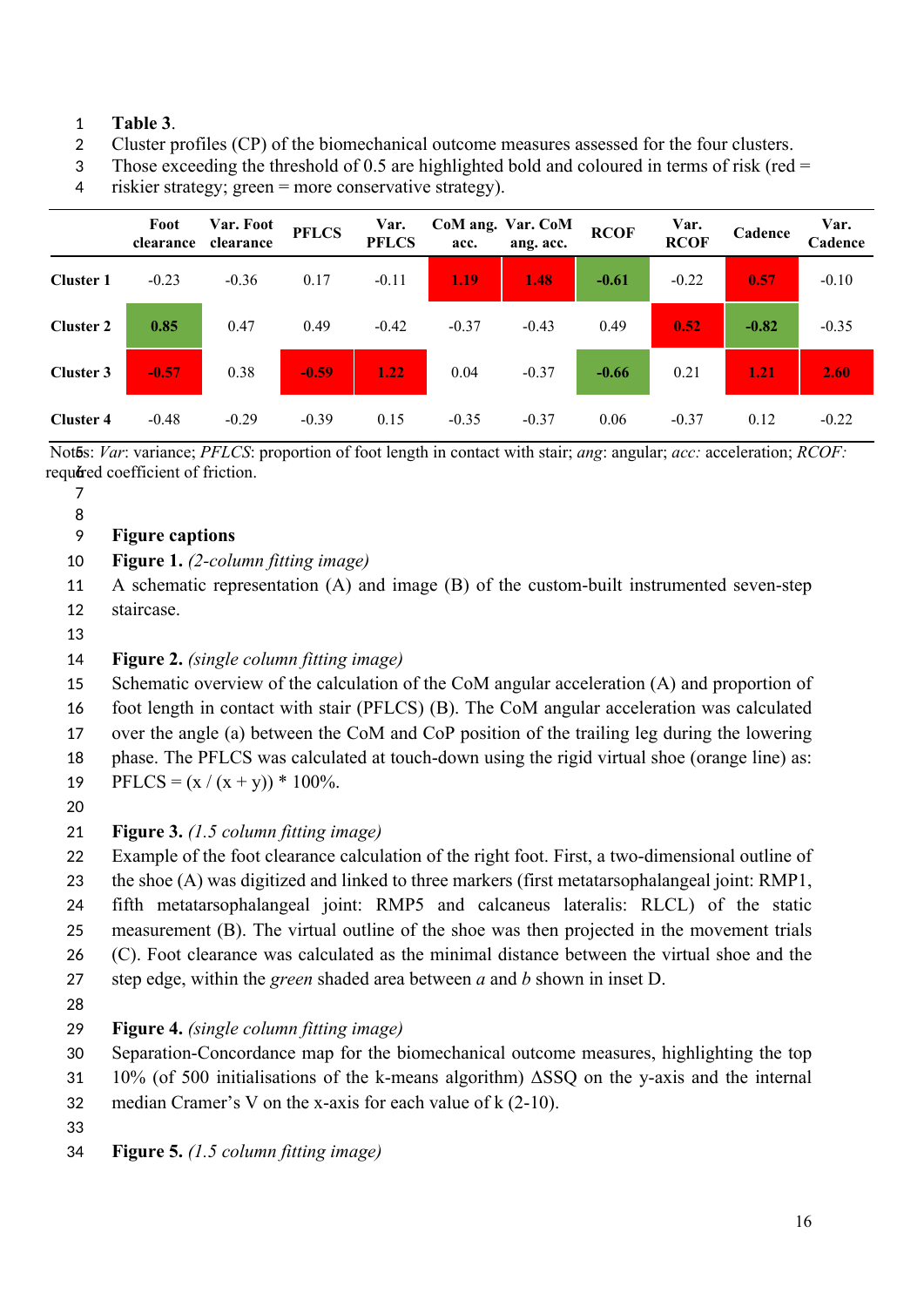**Table 3.**

Cluster profiles (CP) of the biomechanical outcome measures assessed for the four clusters. Those exceeding the threshold of 0.5 are highlighted bold and coloured in terms of risk (red = riskier strategy; green = more conservative strategy).

| | Foot clearance | Var. Foot clearance | PFLCS | Var. PFLCS | CoM ang. acc. | Var. CoM ang. acc. | RCOF | Var. RCOF | Cadence | Var. Cadence |
|---|---|---|---|---|---|---|---|---|---|---|
| **Cluster 1** | -0.23 | -0.36 | 0.17 | -0.11 | **1.19** | **1.48** | **-0.61** | -0.22 | **0.57** | -0.10 |
| **Cluster 2** | **0.85** | 0.47 | 0.49 | -0.42 | -0.37 | -0.43 | 0.49 | **0.52** | **-0.82** | -0.35 |
| **Cluster 3** | **-0.57** | 0.38 | **-0.59** | **1.22** | 0.04 | -0.37 | **-0.66** | 0.21 | **1.21** | **2.60** |
| **Cluster 4** | -0.48 | -0.29 | -0.39 | 0.15 | -0.35 | -0.37 | 0.06 | -0.37 | 0.12 | -0.22 |

Notes: *Var*: variance; *PFLCS*: proportion of foot length in contact with stair; *ang*: angular; *acc:* acceleration; *RCOF:* required coefficient of friction.

**Figure captions**

**Figure 1.** *(2-column fitting image)*

A schematic representation (A) and image (B) of the custom-built instrumented seven-step staircase.

**Figure 2.** *(single column fitting image)*

Schematic overview of the calculation of the CoM angular acceleration (A) and proportion of foot length in contact with stair (PFLCS) (B). The CoM angular acceleration was calculated over the angle (a) between the CoM and CoP position of the trailing leg during the lowering phase. The PFLCS was calculated at touch-down using the rigid virtual shoe (orange line) as: PFLCS = (x / (x + y)) * 100%.

**Figure 3.** *(1.5 column fitting image)*

Example of the foot clearance calculation of the right foot. First, a two-dimensional outline of the shoe (A) was digitized and linked to three markers (first metatarsophalangeal joint: RMP1, fifth metatarsophalangeal joint: RMP5 and calcaneus lateralis: RLCL) of the static measurement (B). The virtual outline of the shoe was then projected in the movement trials (C). Foot clearance was calculated as the minimal distance between the virtual shoe and the step edge, within the *green* shaded area between *a* and *b* shown in inset D.

**Figure 4.** *(single column fitting image)*

Separation-Concordance map for the biomechanical outcome measures, highlighting the top 10% (of 500 initialisations of the k-means algorithm) ΔSSQ on the y-axis and the internal median Cramer's V on the x-axis for each value of k (2-10).

**Figure 5.** *(1.5 column fitting image)*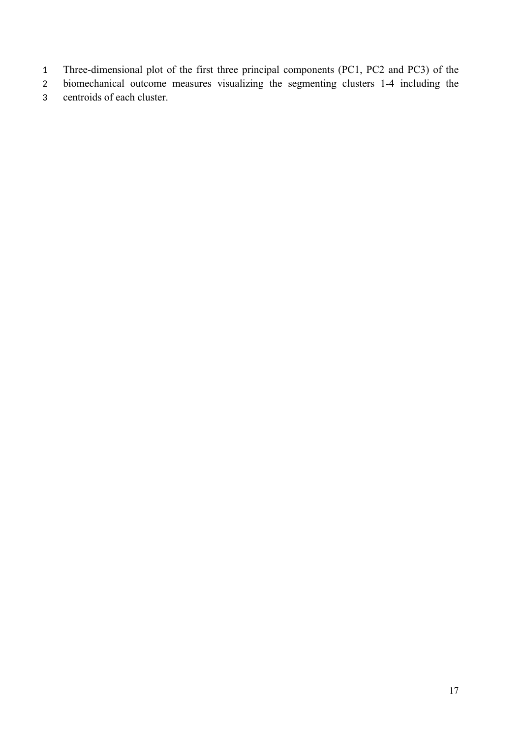Three-dimensional plot of the first three principal components (PC1, PC2 and PC3) of the biomechanical outcome measures visualizing the segmenting clusters 1-4 including the centroids of each cluster.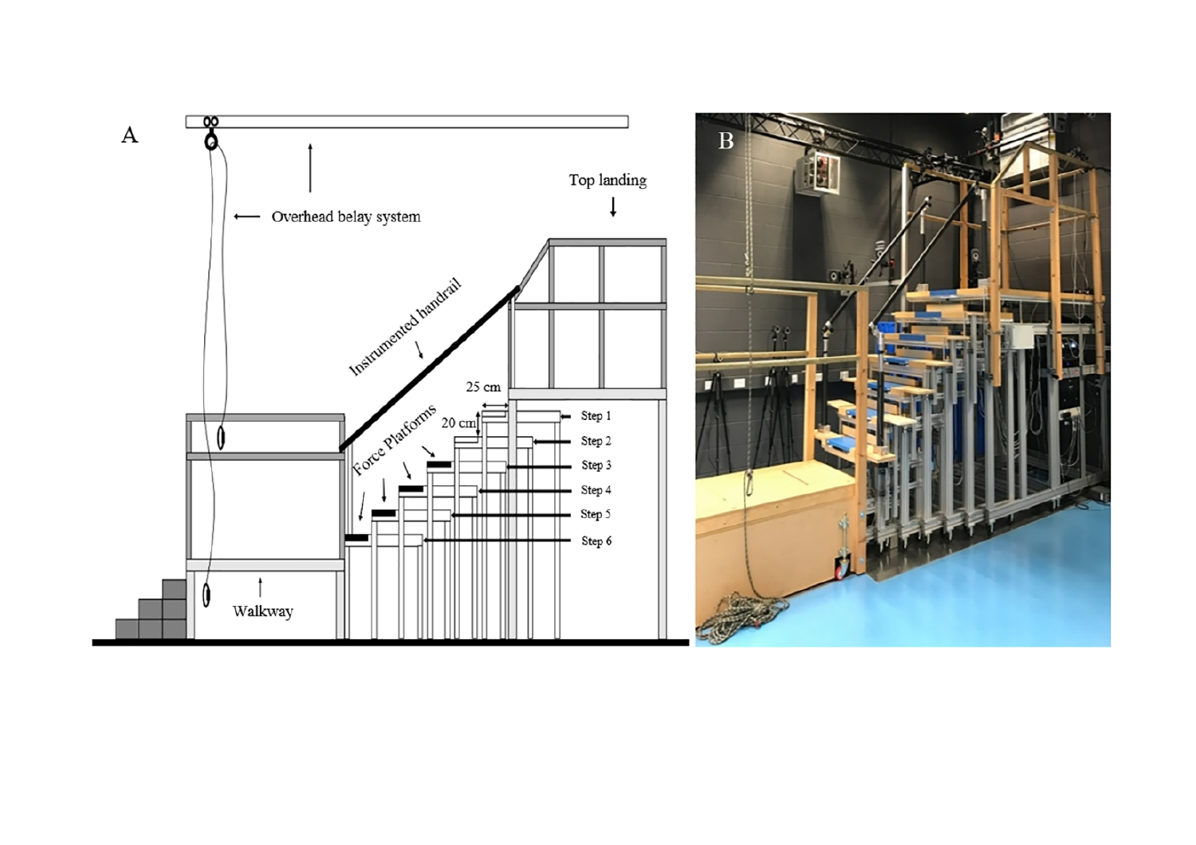A

Overhead belay system

Top landing

Instrumented handrail

Force Platforms

25 cm

20 cm

Step 1

Step 2

Step 3

Step 4

Step 5

Step 6

Walkway

B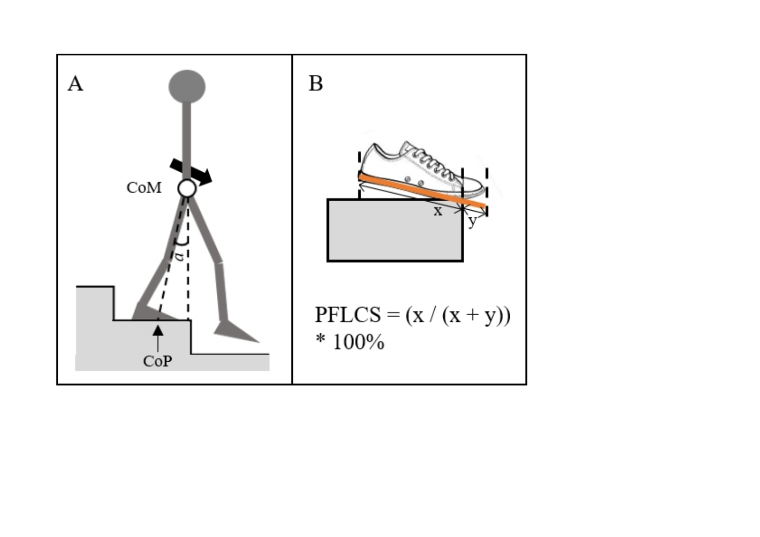A

CoM

CoP

B

$$PFLCS = (x / (x + y)) * 100\%$$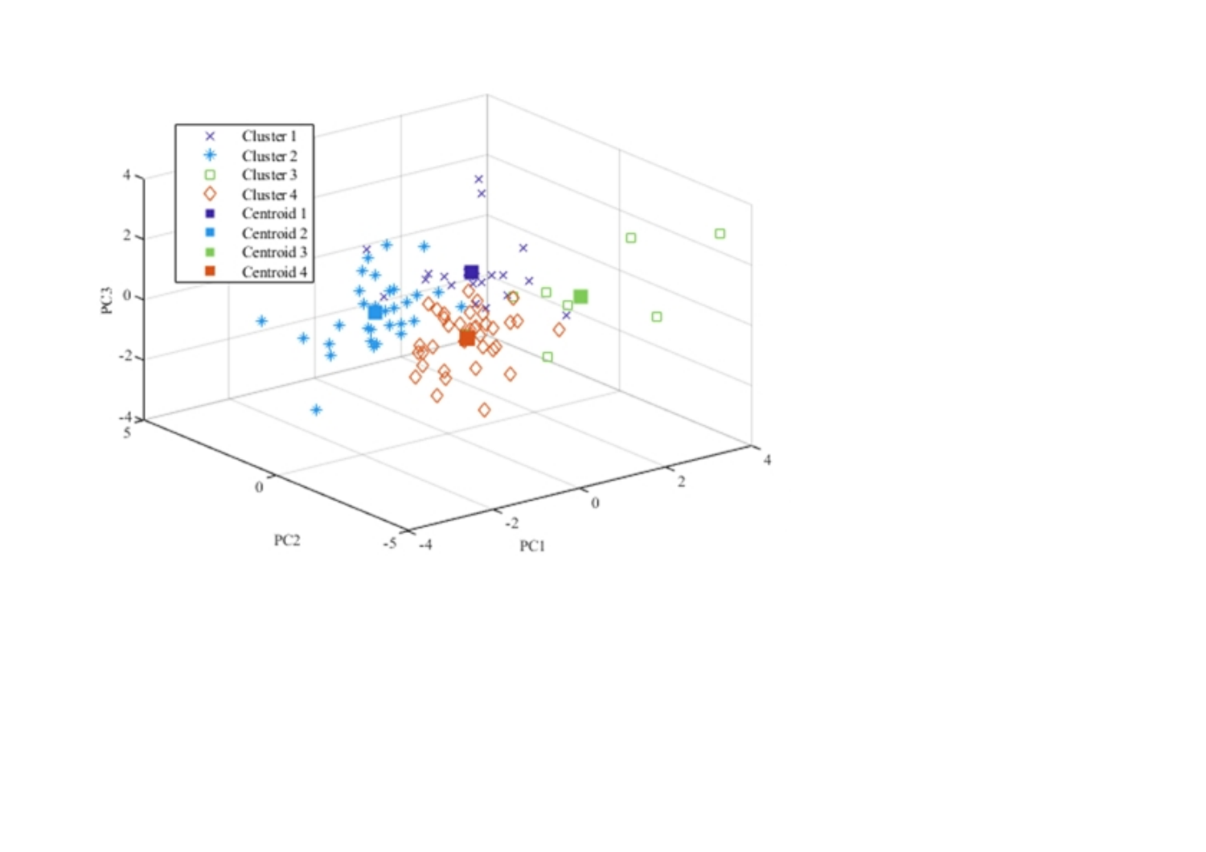Cluster 1
Cluster 2
Cluster 3
Cluster 4
Centroid 1
Centroid 2
Centroid 3
Centroid 4

PC3
4
2
0
-2
-4

PC2
5
0
-5

PC1
-4
-2
0
2
4